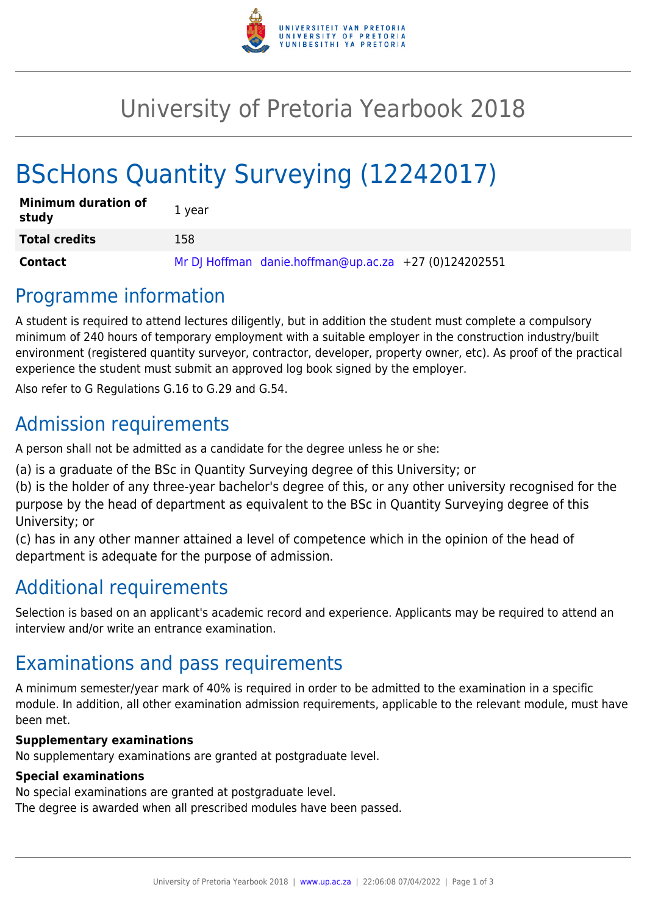# University of Pretoria Yearbook 2018

# BScHons Quantity Surveying (12242017)

| **Minimum duration of study** | 1 year |
|---|---|
| **Total credits** | 158 |
| **Contact** | Mr DJ Hoffman danie.hoffman@up.ac.za +27 (0)124202551 |

## Programme information

A student is required to attend lectures diligently, but in addition the student must complete a compulsory minimum of 240 hours of temporary employment with a suitable employer in the construction industry/built environment (registered quantity surveyor, contractor, developer, property owner, etc). As proof of the practical experience the student must submit an approved log book signed by the employer.

Also refer to G Regulations G.16 to G.29 and G.54.

## Admission requirements

A person shall not be admitted as a candidate for the degree unless he or she:

(a) is a graduate of the BSc in Quantity Surveying degree of this University; or
(b) is the holder of any three-year bachelor's degree of this, or any other university recognised for the purpose by the head of department as equivalent to the BSc in Quantity Surveying degree of this University; or
(c) has in any other manner attained a level of competence which in the opinion of the head of department is adequate for the purpose of admission.

## Additional requirements

Selection is based on an applicant's academic record and experience. Applicants may be required to attend an interview and/or write an entrance examination.

## Examinations and pass requirements

A minimum semester/year mark of 40% is required in order to be admitted to the examination in a specific module. In addition, all other examination admission requirements, applicable to the relevant module, must have been met.

**Supplementary examinations**
No supplementary examinations are granted at postgraduate level.

**Special examinations**
No special examinations are granted at postgraduate level.
The degree is awarded when all prescribed modules have been passed.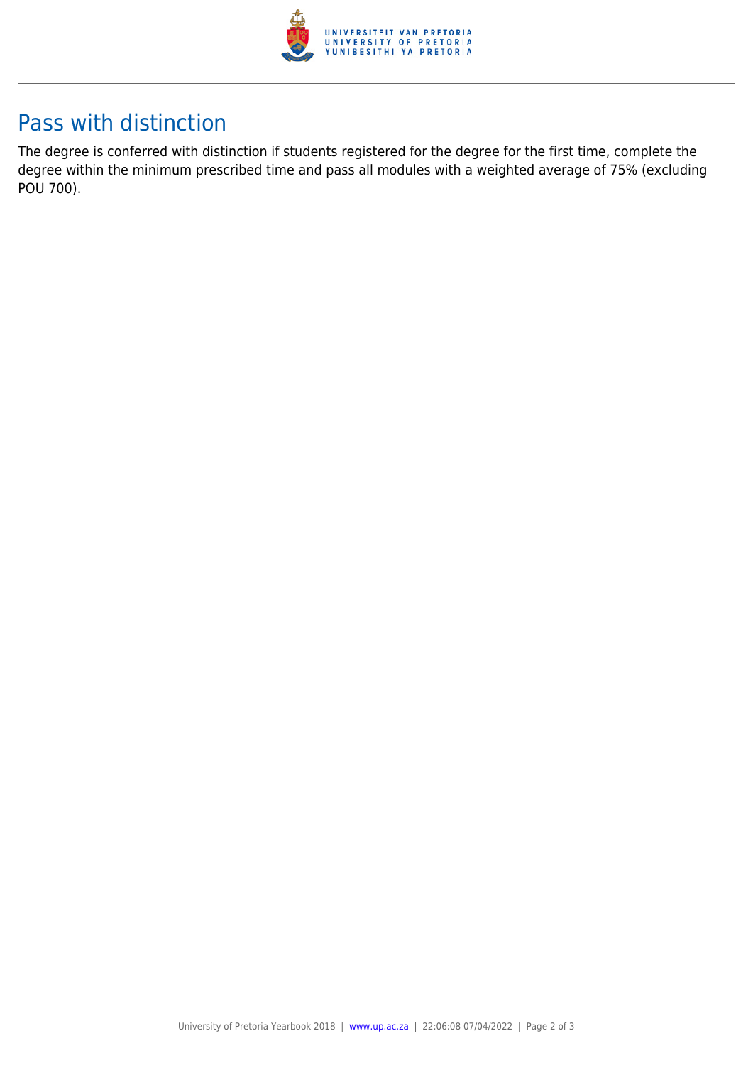## Pass with distinction

The degree is conferred with distinction if students registered for the degree for the first time, complete the degree within the minimum prescribed time and pass all modules with a weighted average of 75% (excluding POU 700).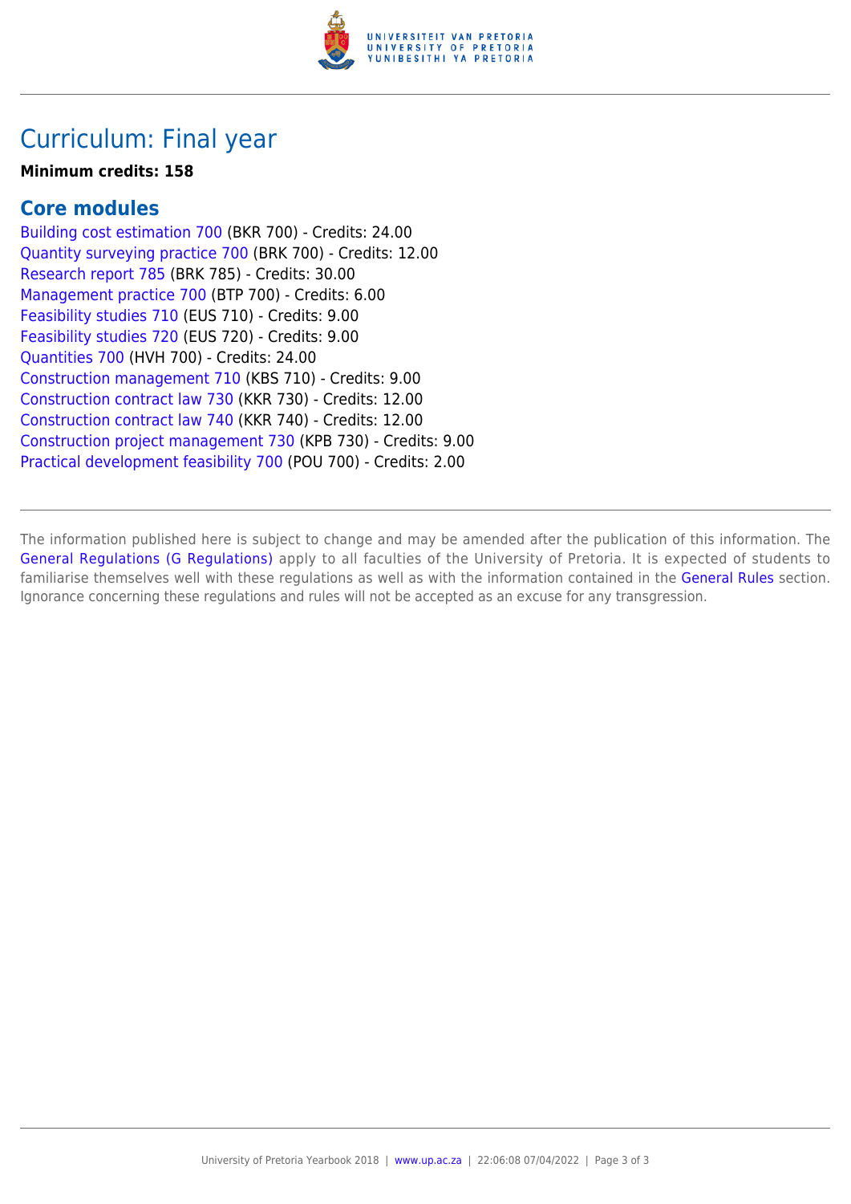# Curriculum: Final year

**Minimum credits: 158**

## Core modules

Building cost estimation 700 (BKR 700) - Credits: 24.00
Quantity surveying practice 700 (BRK 700) - Credits: 12.00
Research report 785 (BRK 785) - Credits: 30.00
Management practice 700 (BTP 700) - Credits: 6.00
Feasibility studies 710 (EUS 710) - Credits: 9.00
Feasibility studies 720 (EUS 720) - Credits: 9.00
Quantities 700 (HVH 700) - Credits: 24.00
Construction management 710 (KBS 710) - Credits: 9.00
Construction contract law 730 (KKR 730) - Credits: 12.00
Construction contract law 740 (KKR 740) - Credits: 12.00
Construction project management 730 (KPB 730) - Credits: 9.00
Practical development feasibility 700 (POU 700) - Credits: 2.00

---

The information published here is subject to change and may be amended after the publication of this information. The General Regulations (G Regulations) apply to all faculties of the University of Pretoria. It is expected of students to familiarise themselves well with these regulations as well as with the information contained in the General Rules section. Ignorance concerning these regulations and rules will not be accepted as an excuse for any transgression.